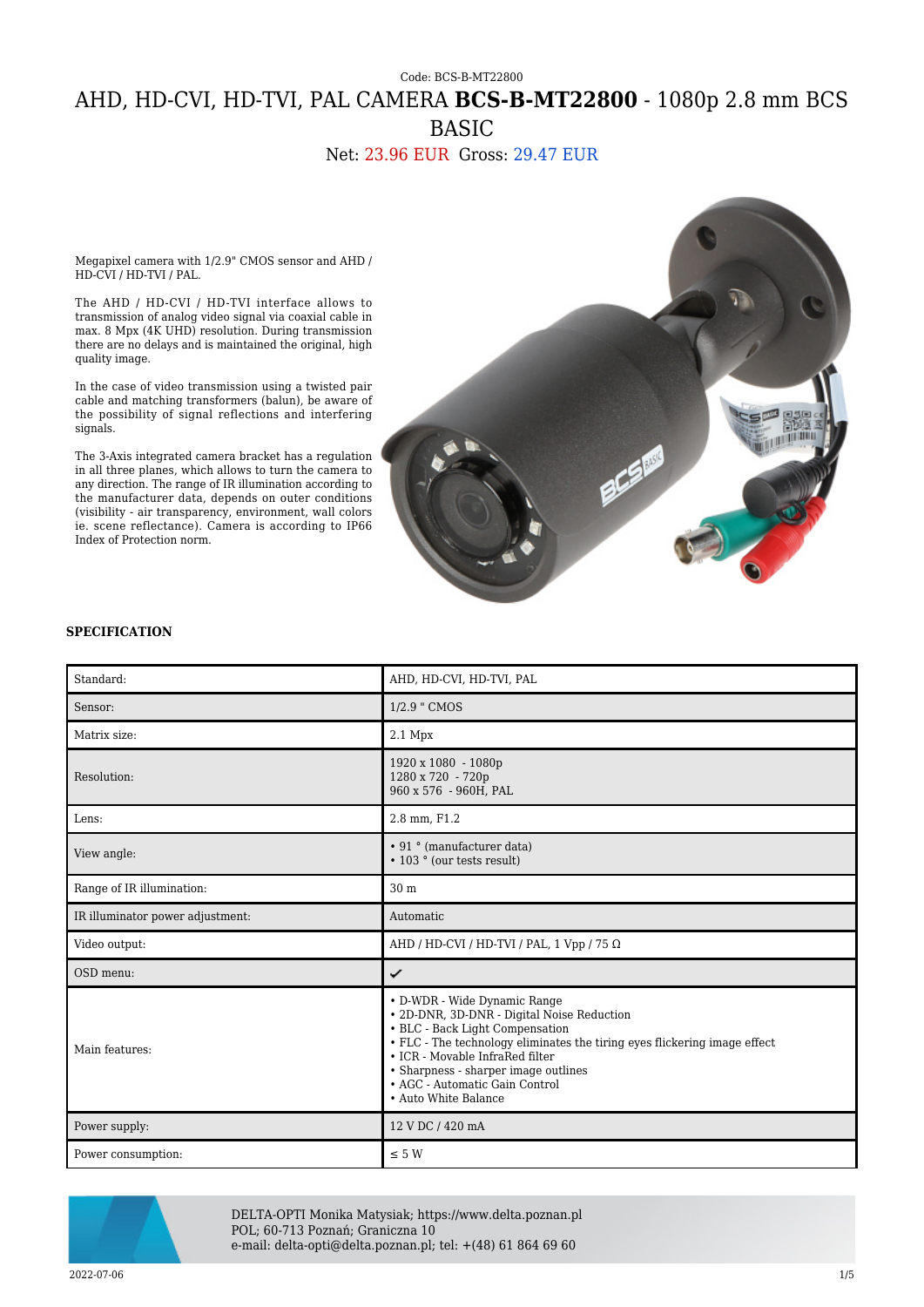Code: BCS-B-MT22800

# AHD, HD-CVI, HD-TVI, PAL CAMERA **BCS-B-MT22800** - 1080p 2.8 mm BCS BASIC

Net: 23.96 EUR Gross: 29.47 EUR

Megapixel camera with 1/2.9" CMOS sensor and AHD / HD-CVI / HD-TVI / PAL.

The AHD / HD-CVI / HD-TVI interface allows to transmission of analog video signal via coaxial cable in max. 8 Mpx (4K UHD) resolution. During transmission there are no delays and is maintained the original, high quality image.

In the case of video transmission using a twisted pair cable and matching transformers (balun), be aware of the possibility of signal reflections and interfering signals.

The 3-Axis integrated camera bracket has a regulation in all three planes, which allows to turn the camera to any direction. The range of IR illumination according to the manufacturer data, depends on outer conditions (visibility - air transparency, environment, wall colors ie. scene reflectance). Camera is according to IP66 Index of Protection norm.

### SPECIFICATION

| | |
|---|---|
| Standard: | AHD, HD-CVI, HD-TVI, PAL |
| Sensor: | 1/2.9 " CMOS |
| Matrix size: | 2.1 Mpx |
| Resolution: | 1920 x 1080 - 1080p<br>1280 x 720 - 720p<br>960 x 576 - 960H, PAL |
| Lens: | 2.8 mm, F1.2 |
| View angle: | • 91 ° (manufacturer data)<br>• 103 ° (our tests result) |
| Range of IR illumination: | 30 m |
| IR illuminator power adjustment: | Automatic |
| Video output: | AHD / HD-CVI / HD-TVI / PAL, 1 Vpp / 75 Ω |
| OSD menu: | ✔ |
| Main features: | • D-WDR - Wide Dynamic Range<br>• 2D-DNR, 3D-DNR - Digital Noise Reduction<br>• BLC - Back Light Compensation<br>• FLC - The technology eliminates the tiring eyes flickering image effect<br>• ICR - Movable InfraRed filter<br>• Sharpness - sharper image outlines<br>• AGC - Automatic Gain Control<br>• Auto White Balance |
| Power supply: | 12 V DC / 420 mA |
| Power consumption: | ≤ 5 W |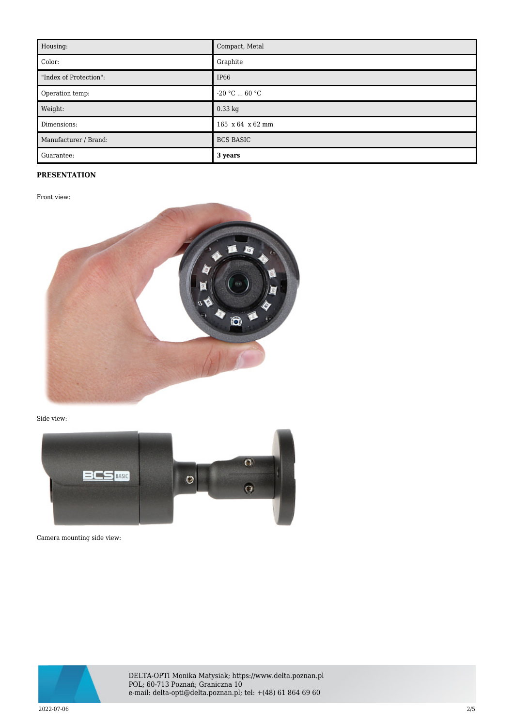| Housing: | Compact, Metal |
| --- | --- |
| Color: | Graphite |
| "Index of Protection": | IP66 |
| Operation temp: | -20 °C ... 60 °C |
| Weight: | 0.33 kg |
| Dimensions: | 165 x 64 x 62 mm |
| Manufacturer / Brand: | BCS BASIC |
| Guarantee: | **3 years** |

**PRESENTATION**

Front view:

Side view:

Camera mounting side view:

DELTA-OPTI Monika Matysiak; https://www.delta.poznan.pl
POL; 60-713 Poznań; Graniczna 10
e-mail: delta-opti@delta.poznan.pl; tel: +(48) 61 864 69 60

2022-07-06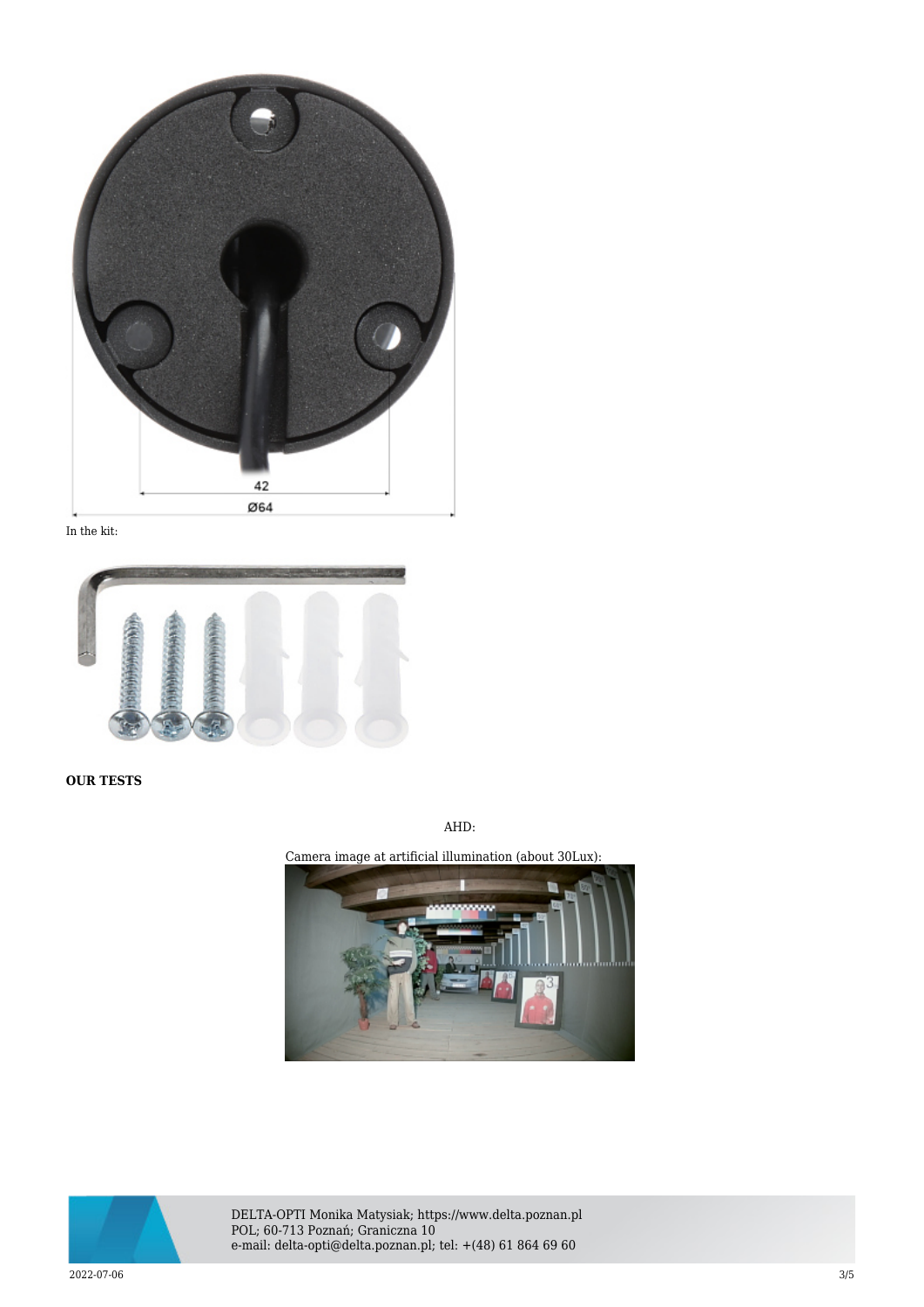In the kit:

**OUR TESTS**

AHD:

Camera image at artificial illumination (about 30Lux):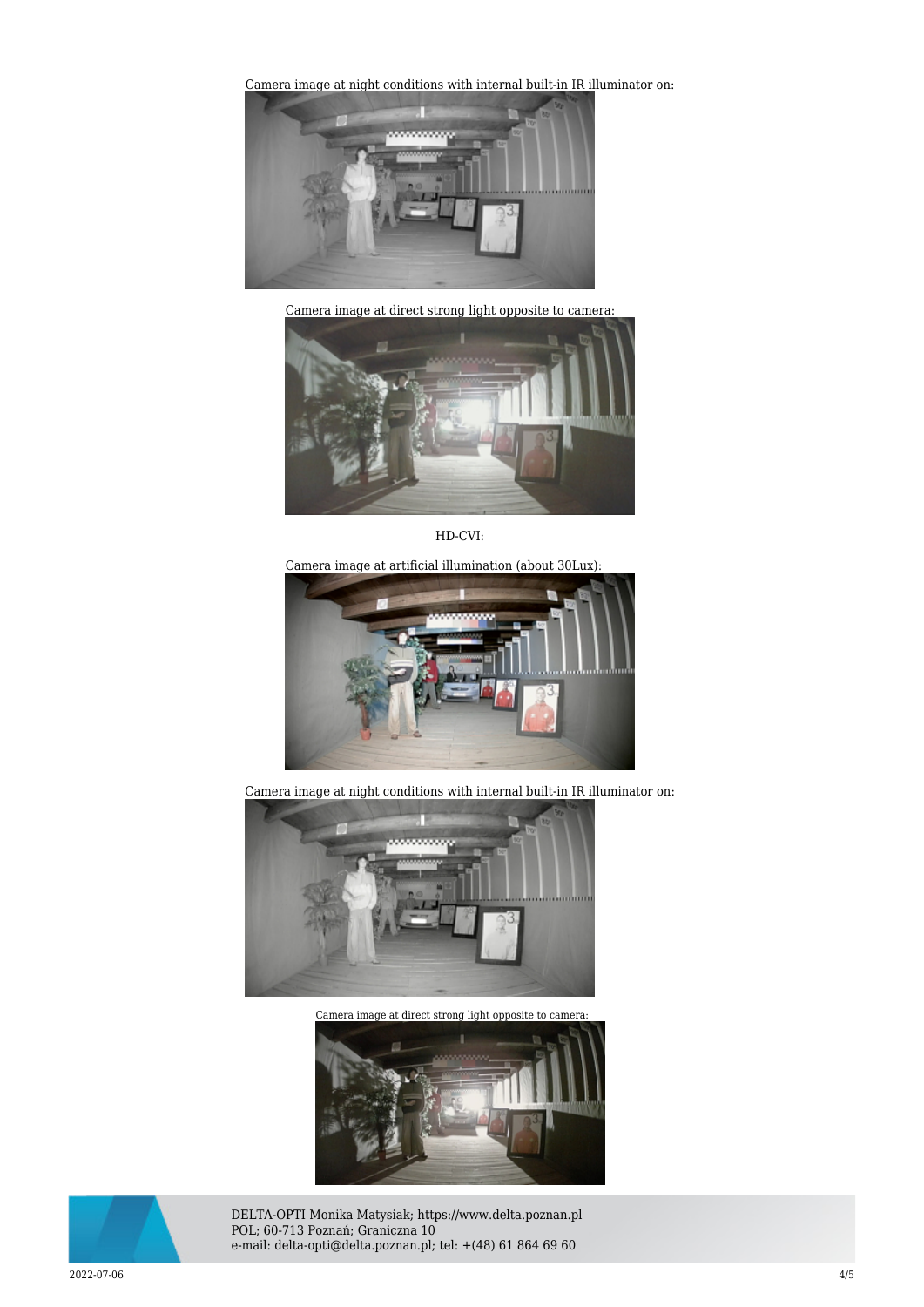Camera image at night conditions with internal built-in IR illuminator on:

Camera image at direct strong light opposite to camera:

HD-CVI:

Camera image at artificial illumination (about 30Lux):

Camera image at night conditions with internal built-in IR illuminator on:

Camera image at direct strong light opposite to camera:

DELTA-OPTI Monika Matysiak; https://www.delta.poznan.pl
POL; 60-713 Poznań; Graniczna 10
e-mail: delta-opti@delta.poznan.pl; tel: +(48) 61 864 69 60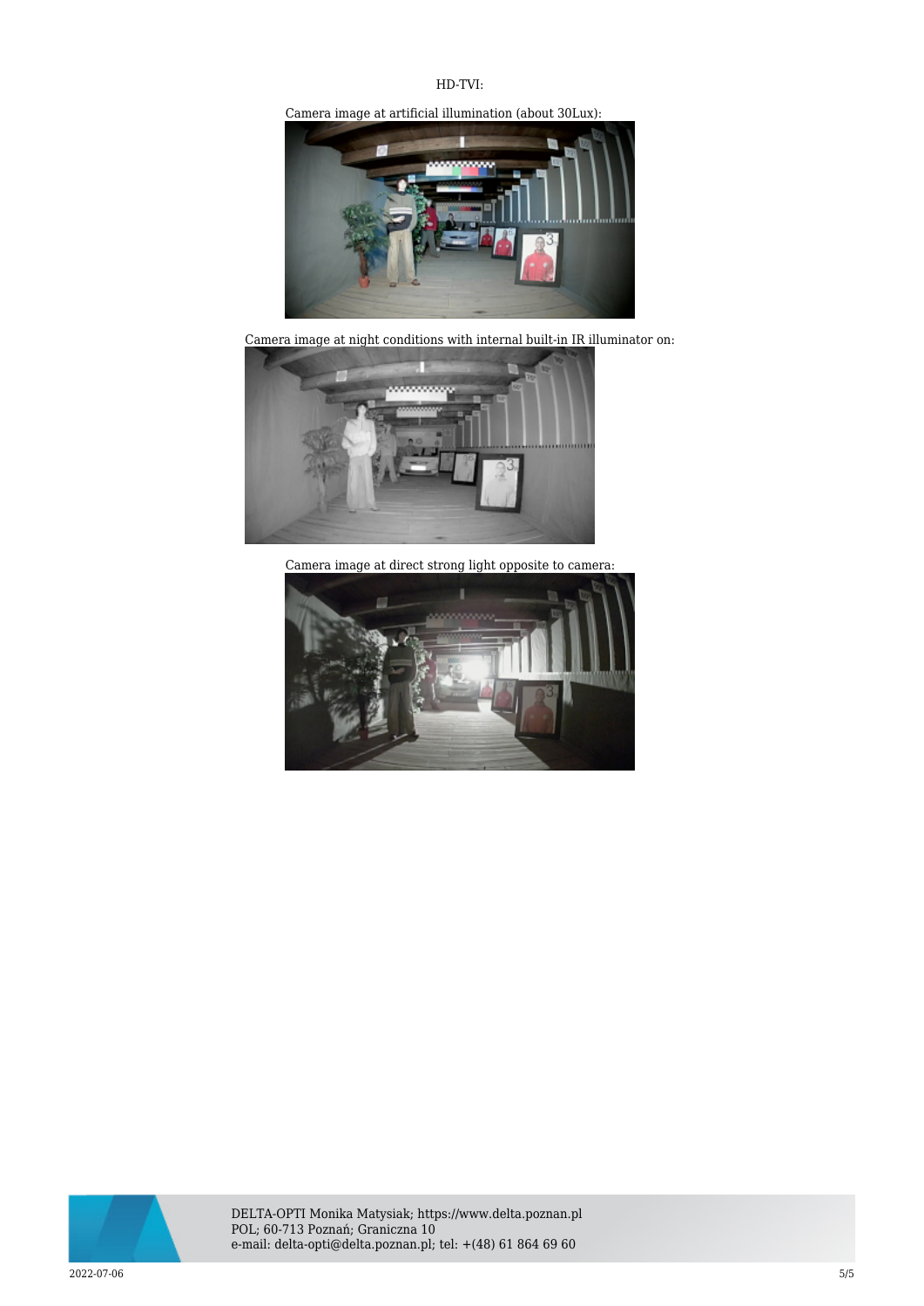HD-TVI:

Camera image at artificial illumination (about 30Lux):

Camera image at night conditions with internal built-in IR illuminator on:

Camera image at direct strong light opposite to camera: